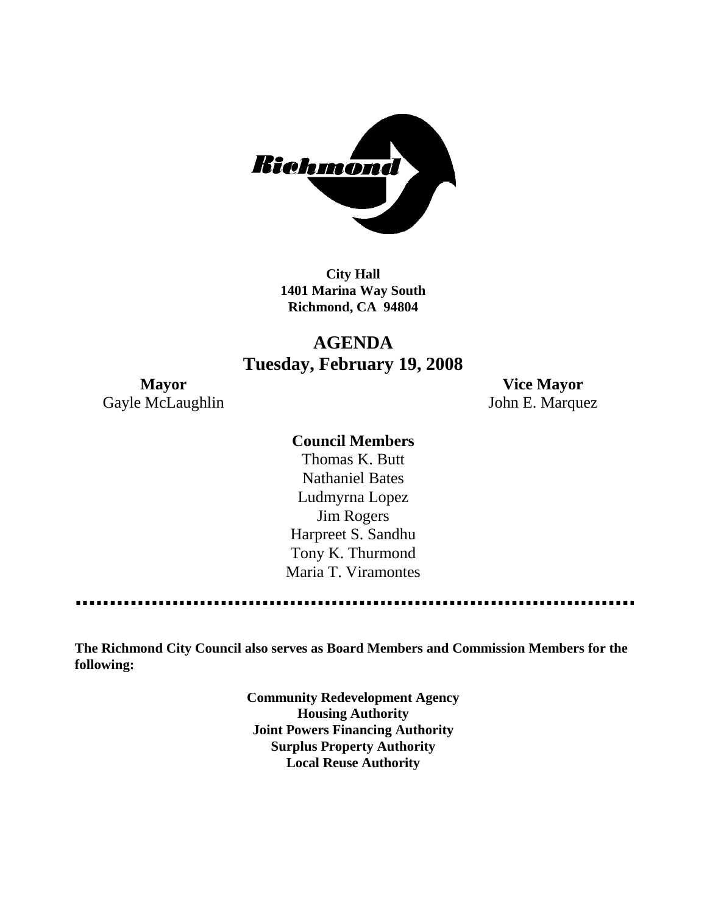**City Hall**
**1401 Marina Way South**
**Richmond, CA 94804**

# AGENDA
## Tuesday, February 19, 2008

**Mayor**
Gayle McLaughlin

**Vice Mayor**
John E. Marquez

**Council Members**

Thomas K. Butt
Nathaniel Bates
Ludmyrna Lopez
Jim Rogers
Harpreet S. Sandhu
Tony K. Thurmond
Maria T. Viramontes

---

**The Richmond City Council also serves as Board Members and Commission Members for the following:**

**Community Redevelopment Agency**
**Housing Authority**
**Joint Powers Financing Authority**
**Surplus Property Authority**
**Local Reuse Authority**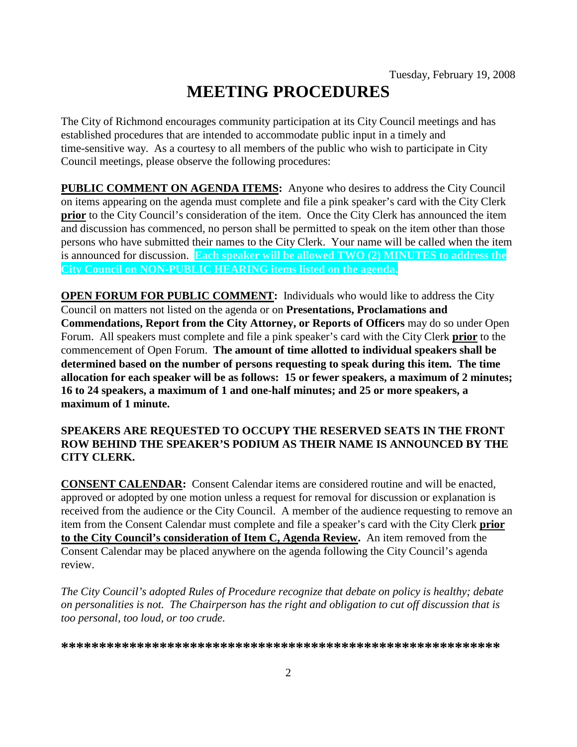Tuesday, February 19, 2008

# MEETING PROCEDURES

The City of Richmond encourages community participation at its City Council meetings and has established procedures that are intended to accommodate public input in a timely and time-sensitive way. As a courtesy to all members of the public who wish to participate in City Council meetings, please observe the following procedures:

**PUBLIC COMMENT ON AGENDA ITEMS:** Anyone who desires to address the City Council on items appearing on the agenda must complete and file a pink speaker's card with the City Clerk **prior** to the City Council's consideration of the item. Once the City Clerk has announced the item and discussion has commenced, no person shall be permitted to speak on the item other than those persons who have submitted their names to the City Clerk. Your name will be called when the item is announced for discussion. **Each speaker will be allowed TWO (2) MINUTES to address the City Council on NON-PUBLIC HEARING items listed on the agenda.**

**OPEN FORUM FOR PUBLIC COMMENT:** Individuals who would like to address the City Council on matters not listed on the agenda or on **Presentations, Proclamations and Commendations, Report from the City Attorney, or Reports of Officers** may do so under Open Forum. All speakers must complete and file a pink speaker's card with the City Clerk **prior** to the commencement of Open Forum. **The amount of time allotted to individual speakers shall be determined based on the number of persons requesting to speak during this item. The time allocation for each speaker will be as follows: 15 or fewer speakers, a maximum of 2 minutes; 16 to 24 speakers, a maximum of 1 and one-half minutes; and 25 or more speakers, a maximum of 1 minute.**

**SPEAKERS ARE REQUESTED TO OCCUPY THE RESERVED SEATS IN THE FRONT ROW BEHIND THE SPEAKER'S PODIUM AS THEIR NAME IS ANNOUNCED BY THE CITY CLERK.**

**CONSENT CALENDAR:** Consent Calendar items are considered routine and will be enacted, approved or adopted by one motion unless a request for removal for discussion or explanation is received from the audience or the City Council. A member of the audience requesting to remove an item from the Consent Calendar must complete and file a speaker's card with the City Clerk **prior to the City Council's consideration of Item C, Agenda Review.** An item removed from the Consent Calendar may be placed anywhere on the agenda following the City Council's agenda review.

*The City Council's adopted Rules of Procedure recognize that debate on policy is healthy; debate on personalities is not. The Chairperson has the right and obligation to cut off discussion that is too personal, too loud, or too crude.*

**\*\*\*\*\*\*\*\*\*\*\*\*\*\*\*\*\*\*\*\*\*\*\*\*\*\*\*\*\*\*\*\*\*\*\*\*\*\*\*\*\*\*\*\*\*\*\*\*\*\*\*\*\*\*\*\*\*\*\*\***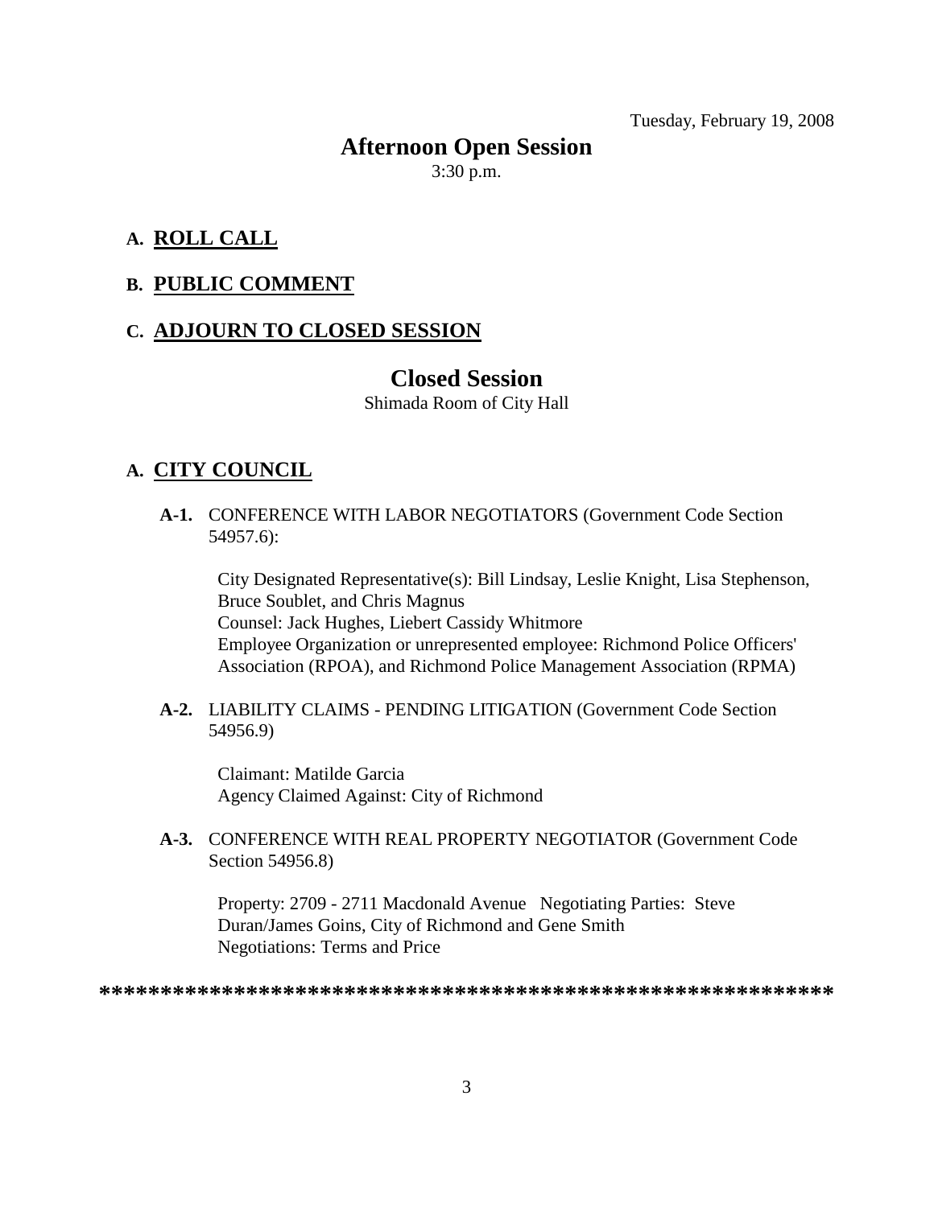Tuesday, February 19, 2008

## Afternoon Open Session

3:30 p.m.

### A. ROLL CALL

### B. PUBLIC COMMENT

### C. ADJOURN TO CLOSED SESSION

## Closed Session

Shimada Room of City Hall

### A. CITY COUNCIL

**A-1.** CONFERENCE WITH LABOR NEGOTIATORS (Government Code Section 54957.6):

City Designated Representative(s): Bill Lindsay, Leslie Knight, Lisa Stephenson, Bruce Soublet, and Chris Magnus
Counsel: Jack Hughes, Liebert Cassidy Whitmore
Employee Organization or unrepresented employee: Richmond Police Officers' Association (RPOA), and Richmond Police Management Association (RPMA)

**A-2.** LIABILITY CLAIMS - PENDING LITIGATION (Government Code Section 54956.9)

Claimant: Matilde Garcia
Agency Claimed Against: City of Richmond

**A-3.** CONFERENCE WITH REAL PROPERTY NEGOTIATOR (Government Code Section 54956.8)

Property: 2709 - 2711 Macdonald Avenue Negotiating Parties: Steve Duran/James Goins, City of Richmond and Gene Smith
Negotiations: Terms and Price

************************************************************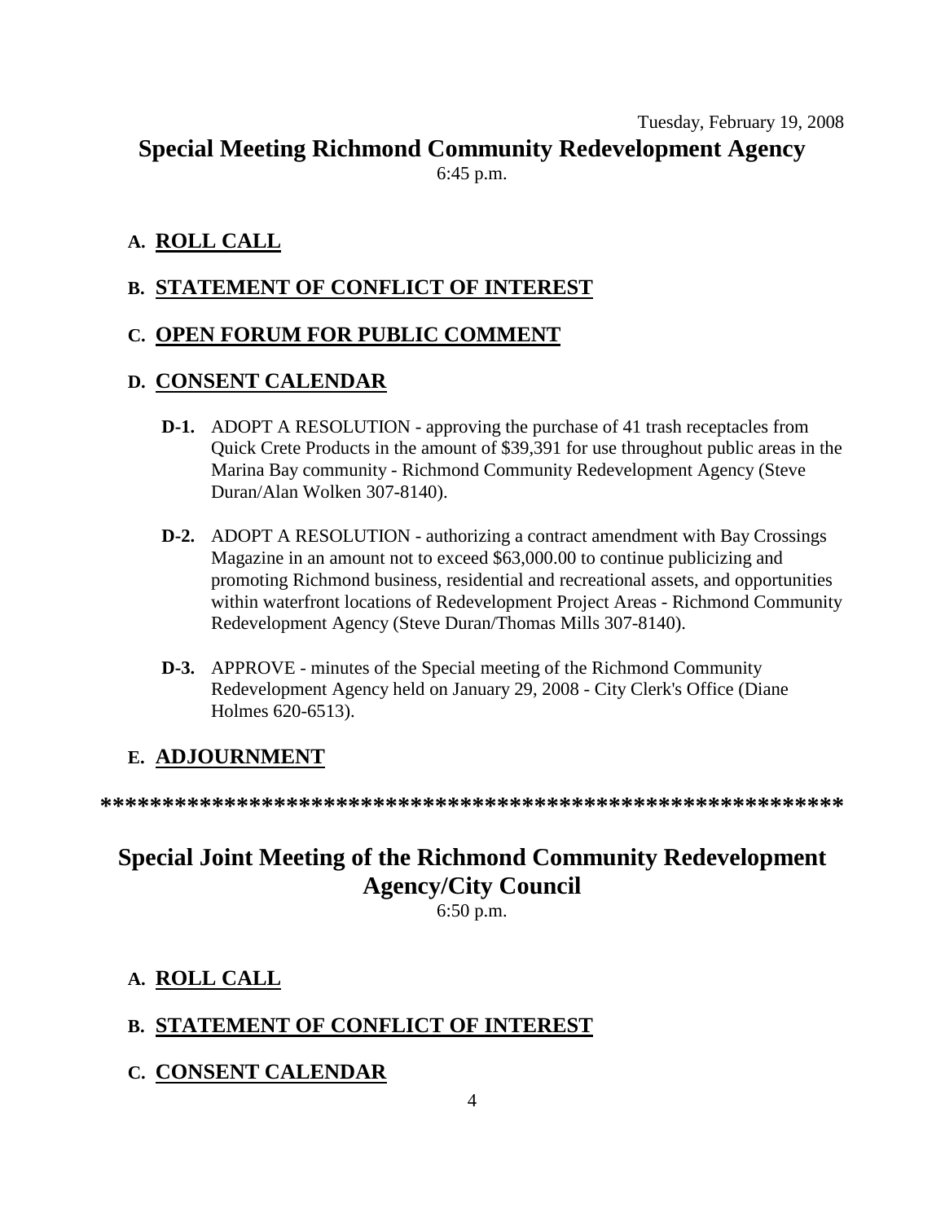Tuesday, February 19, 2008

## Special Meeting Richmond Community Redevelopment Agency

6:45 p.m.

### A. ROLL CALL

### B. STATEMENT OF CONFLICT OF INTEREST

### C. OPEN FORUM FOR PUBLIC COMMENT

### D. CONSENT CALENDAR

**D-1.** ADOPT A RESOLUTION - approving the purchase of 41 trash receptacles from Quick Crete Products in the amount of $39,391 for use throughout public areas in the Marina Bay community - Richmond Community Redevelopment Agency (Steve Duran/Alan Wolken 307-8140).

**D-2.** ADOPT A RESOLUTION - authorizing a contract amendment with Bay Crossings Magazine in an amount not to exceed $63,000.00 to continue publicizing and promoting Richmond business, residential and recreational assets, and opportunities within waterfront locations of Redevelopment Project Areas - Richmond Community Redevelopment Agency (Steve Duran/Thomas Mills 307-8140).

**D-3.** APPROVE - minutes of the Special meeting of the Richmond Community Redevelopment Agency held on January 29, 2008 - City Clerk's Office (Diane Holmes 620-6513).

### E. ADJOURNMENT

**************************************************************

## Special Joint Meeting of the Richmond Community Redevelopment Agency/City Council

6:50 p.m.

### A. ROLL CALL

### B. STATEMENT OF CONFLICT OF INTEREST

### C. CONSENT CALENDAR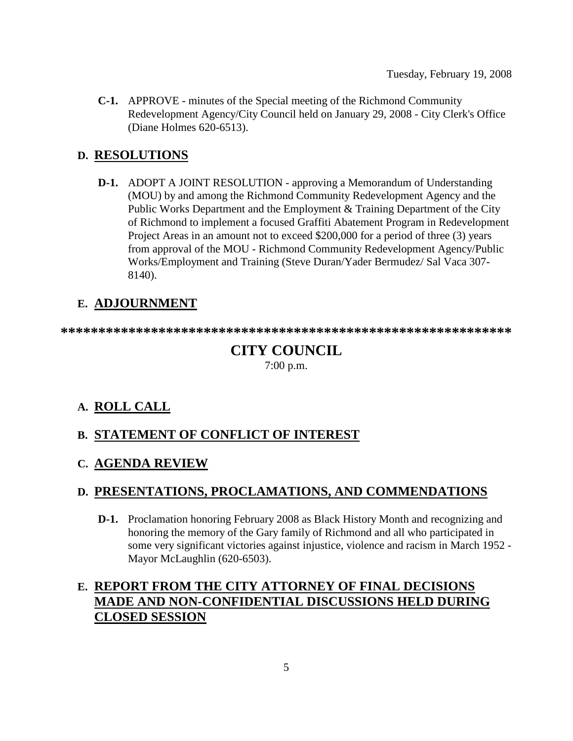Tuesday, February 19, 2008

**C-1.** APPROVE - minutes of the Special meeting of the Richmond Community Redevelopment Agency/City Council held on January 29, 2008 - City Clerk's Office (Diane Holmes 620-6513).

## D. RESOLUTIONS

**D-1.** ADOPT A JOINT RESOLUTION - approving a Memorandum of Understanding (MOU) by and among the Richmond Community Redevelopment Agency and the Public Works Department and the Employment & Training Department of the City of Richmond to implement a focused Graffiti Abatement Program in Redevelopment Project Areas in an amount not to exceed $200,000 for a period of three (3) years from approval of the MOU - Richmond Community Redevelopment Agency/Public Works/Employment and Training (Steve Duran/Yader Bermudez/ Sal Vaca 307-8140).

## E. ADJOURNMENT

**************************************************************

# CITY COUNCIL

7:00 p.m.

## A. ROLL CALL

## B. STATEMENT OF CONFLICT OF INTEREST

## C. AGENDA REVIEW

## D. PRESENTATIONS, PROCLAMATIONS, AND COMMENDATIONS

**D-1.** Proclamation honoring February 2008 as Black History Month and recognizing and honoring the memory of the Gary family of Richmond and all who participated in some very significant victories against injustice, violence and racism in March 1952 - Mayor McLaughlin (620-6503).

## E. REPORT FROM THE CITY ATTORNEY OF FINAL DECISIONS MADE AND NON-CONFIDENTIAL DISCUSSIONS HELD DURING CLOSED SESSION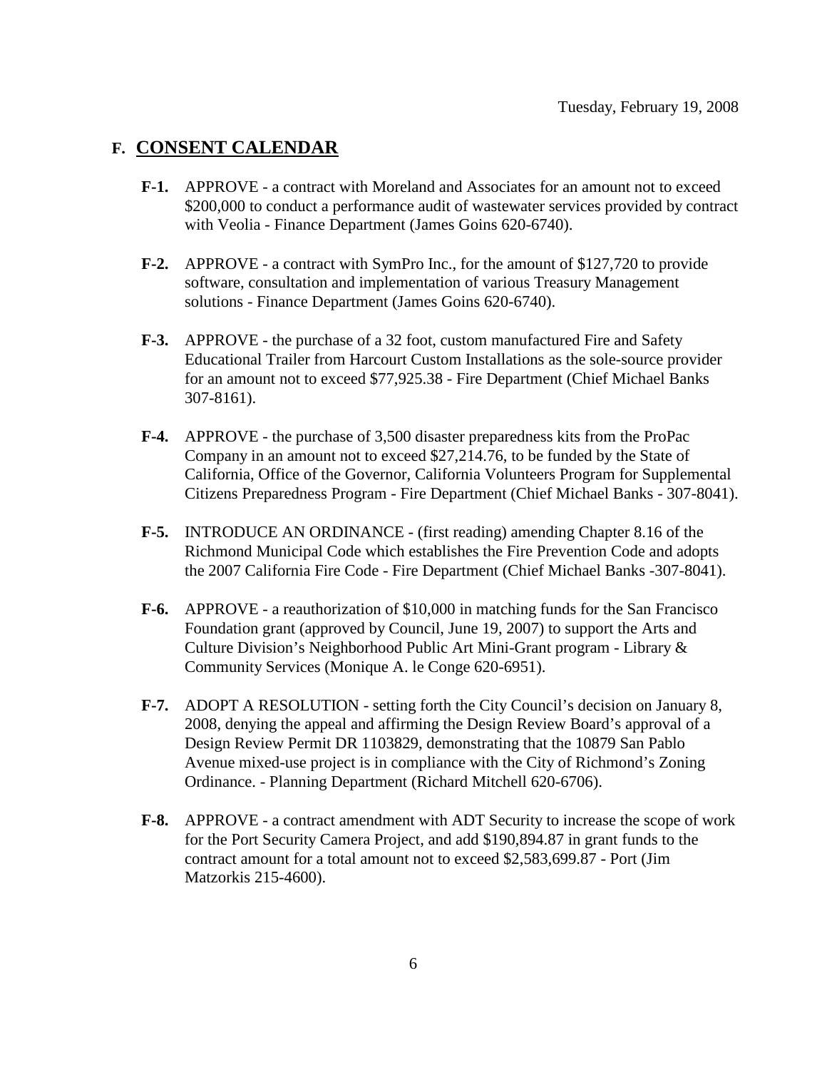Tuesday, February 19, 2008

## F. CONSENT CALENDAR

**F-1.** APPROVE - a contract with Moreland and Associates for an amount not to exceed $200,000 to conduct a performance audit of wastewater services provided by contract with Veolia - Finance Department (James Goins 620-6740).

**F-2.** APPROVE - a contract with SymPro Inc., for the amount of $127,720 to provide software, consultation and implementation of various Treasury Management solutions - Finance Department (James Goins 620-6740).

**F-3.** APPROVE - the purchase of a 32 foot, custom manufactured Fire and Safety Educational Trailer from Harcourt Custom Installations as the sole-source provider for an amount not to exceed $77,925.38 - Fire Department (Chief Michael Banks 307-8161).

**F-4.** APPROVE - the purchase of 3,500 disaster preparedness kits from the ProPac Company in an amount not to exceed $27,214.76, to be funded by the State of California, Office of the Governor, California Volunteers Program for Supplemental Citizens Preparedness Program - Fire Department (Chief Michael Banks - 307-8041).

**F-5.** INTRODUCE AN ORDINANCE - (first reading) amending Chapter 8.16 of the Richmond Municipal Code which establishes the Fire Prevention Code and adopts the 2007 California Fire Code - Fire Department (Chief Michael Banks -307-8041).

**F-6.** APPROVE - a reauthorization of $10,000 in matching funds for the San Francisco Foundation grant (approved by Council, June 19, 2007) to support the Arts and Culture Division's Neighborhood Public Art Mini-Grant program - Library & Community Services (Monique A. le Conge 620-6951).

**F-7.** ADOPT A RESOLUTION - setting forth the City Council's decision on January 8, 2008, denying the appeal and affirming the Design Review Board's approval of a Design Review Permit DR 1103829, demonstrating that the 10879 San Pablo Avenue mixed-use project is in compliance with the City of Richmond's Zoning Ordinance. - Planning Department (Richard Mitchell 620-6706).

**F-8.** APPROVE - a contract amendment with ADT Security to increase the scope of work for the Port Security Camera Project, and add $190,894.87 in grant funds to the contract amount for a total amount not to exceed $2,583,699.87 - Port (Jim Matzorkis 215-4600).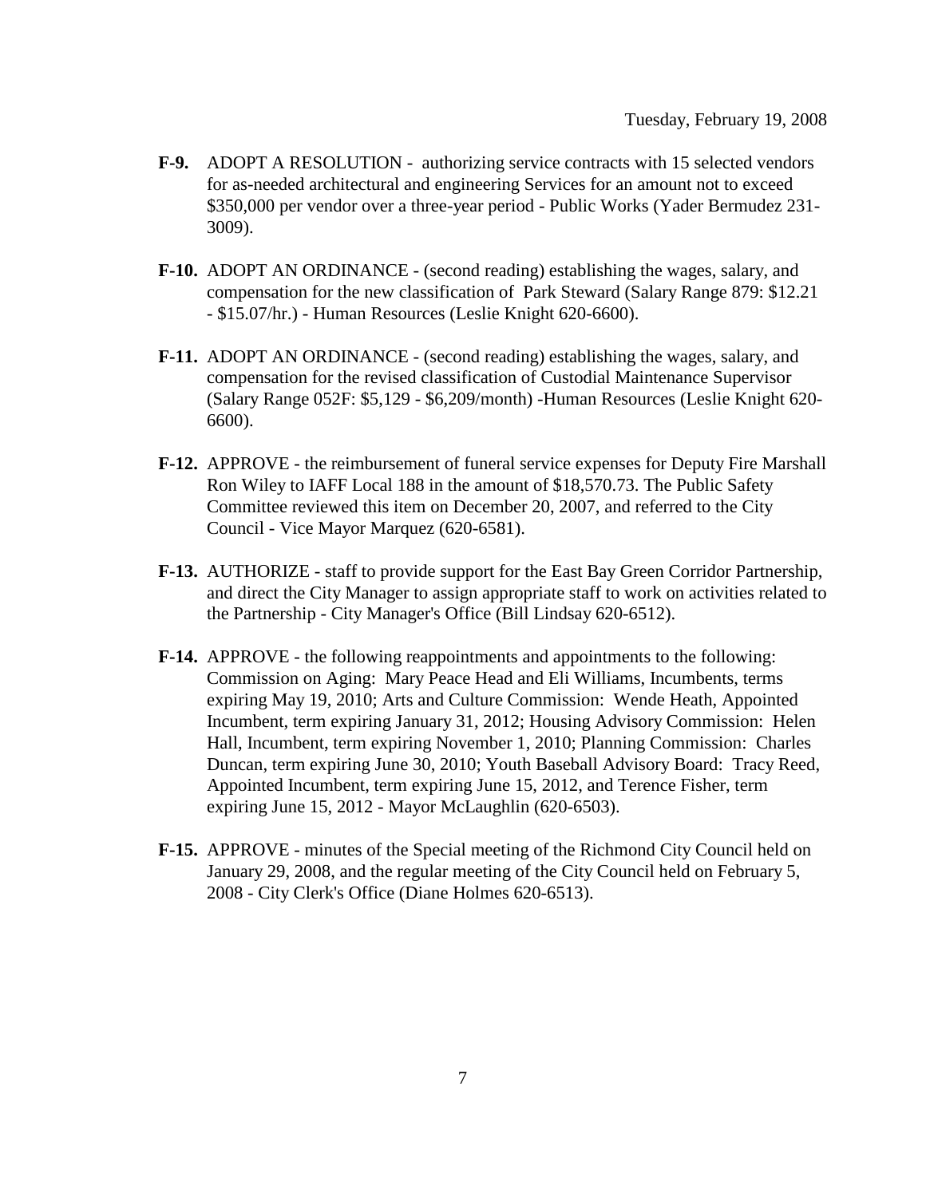Tuesday, February 19, 2008

**F-9.** ADOPT A RESOLUTION - authorizing service contracts with 15 selected vendors for as-needed architectural and engineering Services for an amount not to exceed $350,000 per vendor over a three-year period - Public Works (Yader Bermudez 231-3009).

**F-10.** ADOPT AN ORDINANCE - (second reading) establishing the wages, salary, and compensation for the new classification of Park Steward (Salary Range 879: $12.21 - $15.07/hr.) - Human Resources (Leslie Knight 620-6600).

**F-11.** ADOPT AN ORDINANCE - (second reading) establishing the wages, salary, and compensation for the revised classification of Custodial Maintenance Supervisor (Salary Range 052F: $5,129 - $6,209/month) -Human Resources (Leslie Knight 620-6600).

**F-12.** APPROVE - the reimbursement of funeral service expenses for Deputy Fire Marshall Ron Wiley to IAFF Local 188 in the amount of $18,570.73. The Public Safety Committee reviewed this item on December 20, 2007, and referred to the City Council - Vice Mayor Marquez (620-6581).

**F-13.** AUTHORIZE - staff to provide support for the East Bay Green Corridor Partnership, and direct the City Manager to assign appropriate staff to work on activities related to the Partnership - City Manager's Office (Bill Lindsay 620-6512).

**F-14.** APPROVE - the following reappointments and appointments to the following: Commission on Aging: Mary Peace Head and Eli Williams, Incumbents, terms expiring May 19, 2010; Arts and Culture Commission: Wende Heath, Appointed Incumbent, term expiring January 31, 2012; Housing Advisory Commission: Helen Hall, Incumbent, term expiring November 1, 2010; Planning Commission: Charles Duncan, term expiring June 30, 2010; Youth Baseball Advisory Board: Tracy Reed, Appointed Incumbent, term expiring June 15, 2012, and Terence Fisher, term expiring June 15, 2012 - Mayor McLaughlin (620-6503).

**F-15.** APPROVE - minutes of the Special meeting of the Richmond City Council held on January 29, 2008, and the regular meeting of the City Council held on February 5, 2008 - City Clerk's Office (Diane Holmes 620-6513).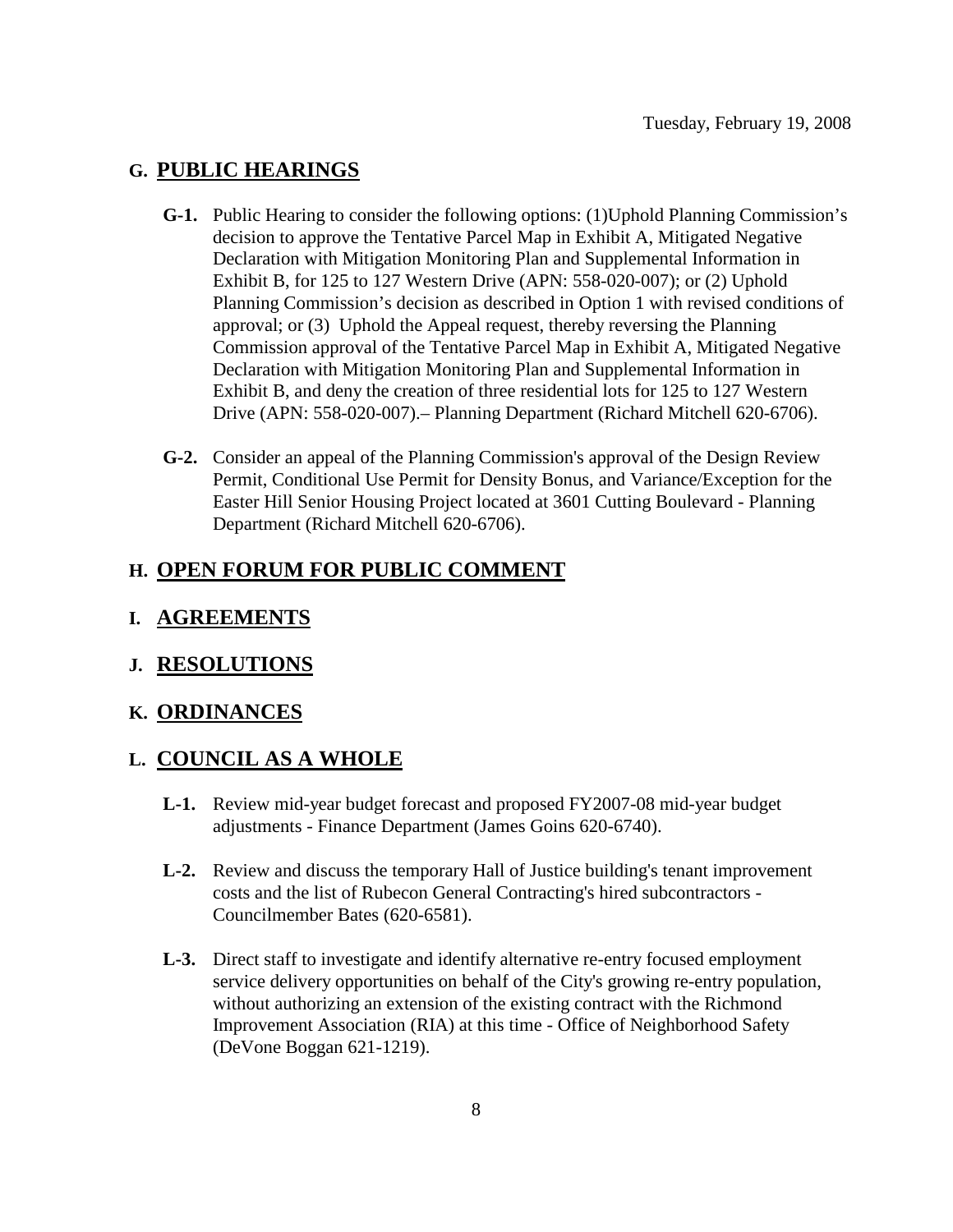Tuesday, February 19, 2008

## G. PUBLIC HEARINGS

**G-1.** Public Hearing to consider the following options: (1)Uphold Planning Commission's decision to approve the Tentative Parcel Map in Exhibit A, Mitigated Negative Declaration with Mitigation Monitoring Plan and Supplemental Information in Exhibit B, for 125 to 127 Western Drive (APN: 558-020-007); or (2) Uphold Planning Commission's decision as described in Option 1 with revised conditions of approval; or (3) Uphold the Appeal request, thereby reversing the Planning Commission approval of the Tentative Parcel Map in Exhibit A, Mitigated Negative Declaration with Mitigation Monitoring Plan and Supplemental Information in Exhibit B, and deny the creation of three residential lots for 125 to 127 Western Drive (APN: 558-020-007).– Planning Department (Richard Mitchell 620-6706).

**G-2.** Consider an appeal of the Planning Commission's approval of the Design Review Permit, Conditional Use Permit for Density Bonus, and Variance/Exception for the Easter Hill Senior Housing Project located at 3601 Cutting Boulevard - Planning Department (Richard Mitchell 620-6706).

## H. OPEN FORUM FOR PUBLIC COMMENT

## I. AGREEMENTS

## J. RESOLUTIONS

## K. ORDINANCES

## L. COUNCIL AS A WHOLE

**L-1.** Review mid-year budget forecast and proposed FY2007-08 mid-year budget adjustments - Finance Department (James Goins 620-6740).

**L-2.** Review and discuss the temporary Hall of Justice building's tenant improvement costs and the list of Rubecon General Contracting's hired subcontractors - Councilmember Bates (620-6581).

**L-3.** Direct staff to investigate and identify alternative re-entry focused employment service delivery opportunities on behalf of the City's growing re-entry population, without authorizing an extension of the existing contract with the Richmond Improvement Association (RIA) at this time - Office of Neighborhood Safety (DeVone Boggan 621-1219).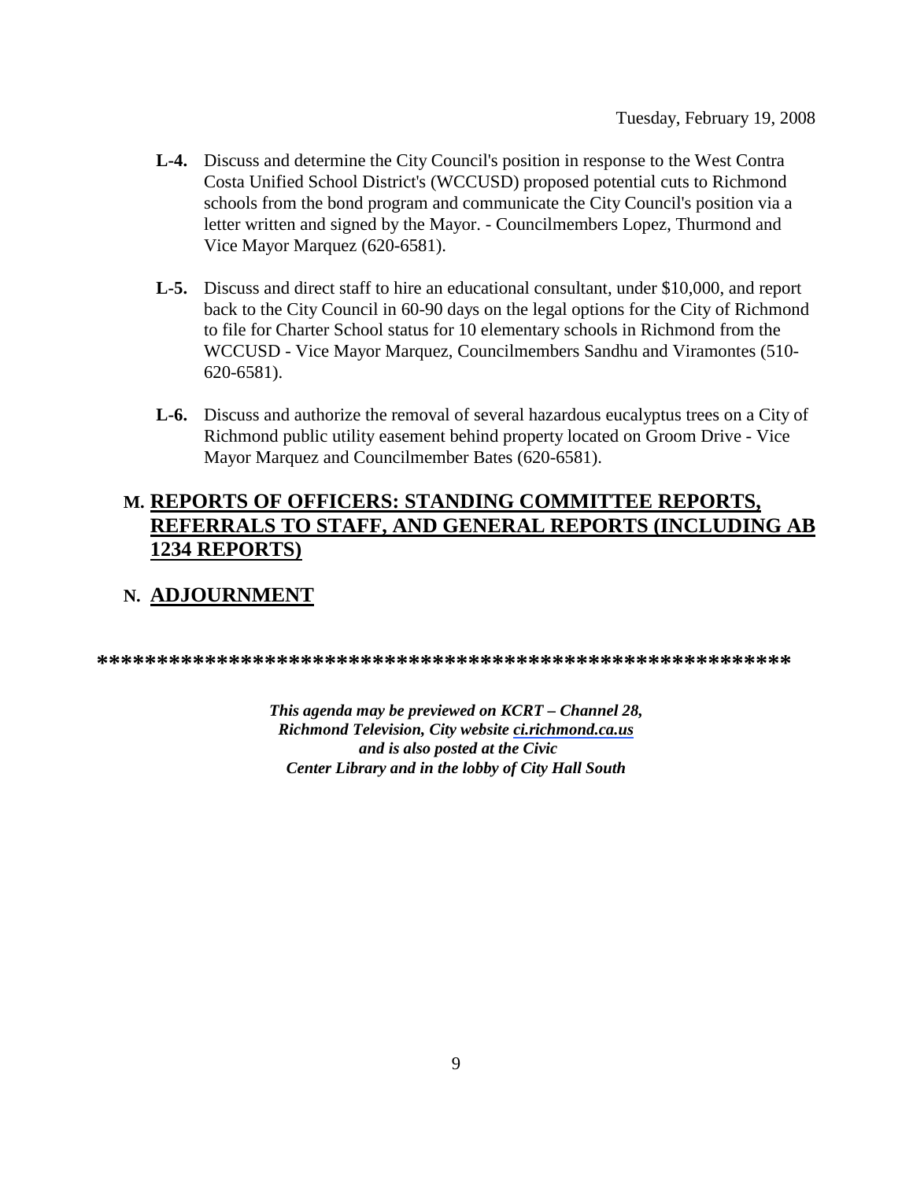Tuesday, February 19, 2008

**L-4.** Discuss and determine the City Council's position in response to the West Contra Costa Unified School District's (WCCUSD) proposed potential cuts to Richmond schools from the bond program and communicate the City Council's position via a letter written and signed by the Mayor. - Councilmembers Lopez, Thurmond and Vice Mayor Marquez (620-6581).

**L-5.** Discuss and direct staff to hire an educational consultant, under $10,000, and report back to the City Council in 60-90 days on the legal options for the City of Richmond to file for Charter School status for 10 elementary schools in Richmond from the WCCUSD - Vice Mayor Marquez, Councilmembers Sandhu and Viramontes (510-620-6581).

**L-6.** Discuss and authorize the removal of several hazardous eucalyptus trees on a City of Richmond public utility easement behind property located on Groom Drive - Vice Mayor Marquez and Councilmember Bates (620-6581).

## M. REPORTS OF OFFICERS: STANDING COMMITTEE REPORTS, REFERRALS TO STAFF, AND GENERAL REPORTS (INCLUDING AB 1234 REPORTS)

## N. ADJOURNMENT

**********************************************************

***This agenda may be previewed on KCRT – Channel 28, Richmond Television, City website ci.richmond.ca.us and is also posted at the Civic Center Library and in the lobby of City Hall South***